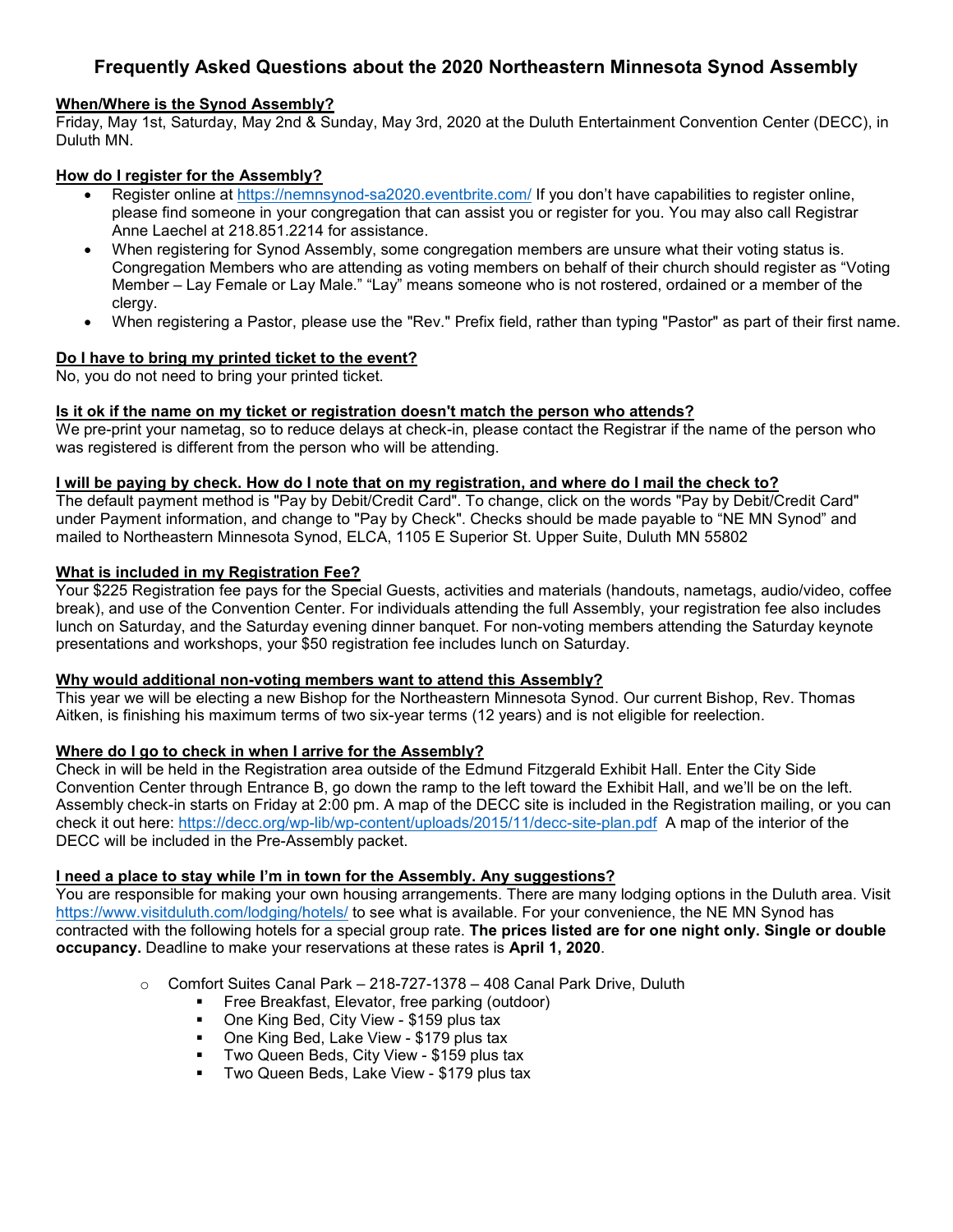# Frequently Asked Questions about the 2020 Northeastern Minnesota Synod Assembly

**When/Where is the Synod Assembly?**

Friday, May 1st, Saturday, May 2nd & Sunday, May 3rd, 2020 at the Duluth Entertainment Convention Center (DECC), in Duluth MN.

**How do I register for the Assembly?**

- Register online at https://nemnsynod-sa2020.eventbrite.com/ If you don't have capabilities to register online, please find someone in your congregation that can assist you or register for you. You may also call Registrar Anne Laechel at 218.851.2214 for assistance.
- When registering for Synod Assembly, some congregation members are unsure what their voting status is. Congregation Members who are attending as voting members on behalf of their church should register as "Voting Member – Lay Female or Lay Male." "Lay" means someone who is not rostered, ordained or a member of the clergy.
- When registering a Pastor, please use the "Rev." Prefix field, rather than typing "Pastor" as part of their first name.

**Do I have to bring my printed ticket to the event?**

No, you do not need to bring your printed ticket.

**Is it ok if the name on my ticket or registration doesn't match the person who attends?**

We pre-print your nametag, so to reduce delays at check-in, please contact the Registrar if the name of the person who was registered is different from the person who will be attending.

**I will be paying by check. How do I note that on my registration, and where do I mail the check to?**

The default payment method is "Pay by Debit/Credit Card". To change, click on the words "Pay by Debit/Credit Card" under Payment information, and change to "Pay by Check". Checks should be made payable to "NE MN Synod" and mailed to Northeastern Minnesota Synod, ELCA, 1105 E Superior St. Upper Suite, Duluth MN 55802

**What is included in my Registration Fee?**

Your $225 Registration fee pays for the Special Guests, activities and materials (handouts, nametags, audio/video, coffee break), and use of the Convention Center. For individuals attending the full Assembly, your registration fee also includes lunch on Saturday, and the Saturday evening dinner banquet. For non-voting members attending the Saturday keynote presentations and workshops, your $50 registration fee includes lunch on Saturday.

**Why would additional non-voting members want to attend this Assembly?**

This year we will be electing a new Bishop for the Northeastern Minnesota Synod. Our current Bishop, Rev. Thomas Aitken, is finishing his maximum terms of two six-year terms (12 years) and is not eligible for reelection.

**Where do I go to check in when I arrive for the Assembly?**

Check in will be held in the Registration area outside of the Edmund Fitzgerald Exhibit Hall. Enter the City Side Convention Center through Entrance B, go down the ramp to the left toward the Exhibit Hall, and we'll be on the left. Assembly check-in starts on Friday at 2:00 pm. A map of the DECC site is included in the Registration mailing, or you can check it out here: https://decc.org/wp-lib/wp-content/uploads/2015/11/decc-site-plan.pdf A map of the interior of the DECC will be included in the Pre-Assembly packet.

**I need a place to stay while I'm in town for the Assembly. Any suggestions?**

You are responsible for making your own housing arrangements. There are many lodging options in the Duluth area. Visit https://www.visitduluth.com/lodging/hotels/ to see what is available. For your convenience, the NE MN Synod has contracted with the following hotels for a special group rate. **The prices listed are for one night only. Single or double occupancy.** Deadline to make your reservations at these rates is **April 1, 2020**.

- Comfort Suites Canal Park – 218-727-1378 – 408 Canal Park Drive, Duluth
  - Free Breakfast, Elevator, free parking (outdoor)
  - One King Bed, City View - $159 plus tax
  - One King Bed, Lake View - $179 plus tax
  - Two Queen Beds, City View - $159 plus tax
  - Two Queen Beds, Lake View - $179 plus tax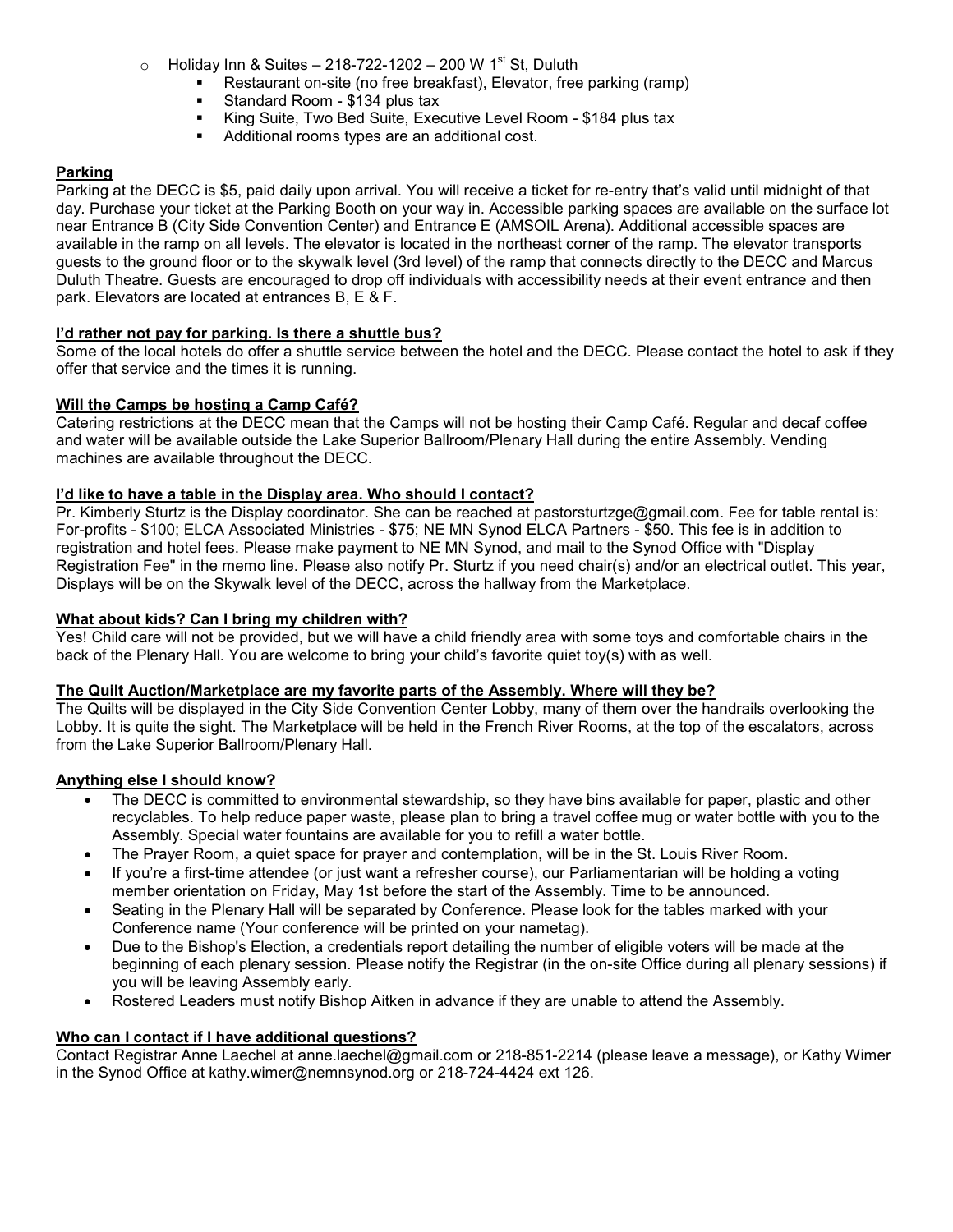- Holiday Inn & Suites – 218-722-1202 – 200 W 1st St, Duluth
  - Restaurant on-site (no free breakfast), Elevator, free parking (ramp)
  - Standard Room - $134 plus tax
  - King Suite, Two Bed Suite, Executive Level Room - $184 plus tax
  - Additional rooms types are an additional cost.

**Parking**

Parking at the DECC is $5, paid daily upon arrival. You will receive a ticket for re-entry that's valid until midnight of that day. Purchase your ticket at the Parking Booth on your way in. Accessible parking spaces are available on the surface lot near Entrance B (City Side Convention Center) and Entrance E (AMSOIL Arena). Additional accessible spaces are available in the ramp on all levels. The elevator is located in the northeast corner of the ramp. The elevator transports guests to the ground floor or to the skywalk level (3rd level) of the ramp that connects directly to the DECC and Marcus Duluth Theatre. Guests are encouraged to drop off individuals with accessibility needs at their event entrance and then park. Elevators are located at entrances B, E & F.

**I'd rather not pay for parking. Is there a shuttle bus?**

Some of the local hotels do offer a shuttle service between the hotel and the DECC. Please contact the hotel to ask if they offer that service and the times it is running.

**Will the Camps be hosting a Camp Café?**

Catering restrictions at the DECC mean that the Camps will not be hosting their Camp Café. Regular and decaf coffee and water will be available outside the Lake Superior Ballroom/Plenary Hall during the entire Assembly. Vending machines are available throughout the DECC.

**I'd like to have a table in the Display area. Who should I contact?**

Pr. Kimberly Sturtz is the Display coordinator. She can be reached at pastorsturtzge@gmail.com. Fee for table rental is: For-profits - $100; ELCA Associated Ministries - $75; NE MN Synod ELCA Partners - $50. This fee is in addition to registration and hotel fees. Please make payment to NE MN Synod, and mail to the Synod Office with "Display Registration Fee" in the memo line. Please also notify Pr. Sturtz if you need chair(s) and/or an electrical outlet. This year, Displays will be on the Skywalk level of the DECC, across the hallway from the Marketplace.

**What about kids? Can I bring my children with?**

Yes! Child care will not be provided, but we will have a child friendly area with some toys and comfortable chairs in the back of the Plenary Hall. You are welcome to bring your child's favorite quiet toy(s) with as well.

**The Quilt Auction/Marketplace are my favorite parts of the Assembly. Where will they be?**

The Quilts will be displayed in the City Side Convention Center Lobby, many of them over the handrails overlooking the Lobby. It is quite the sight. The Marketplace will be held in the French River Rooms, at the top of the escalators, across from the Lake Superior Ballroom/Plenary Hall.

**Anything else I should know?**

- The DECC is committed to environmental stewardship, so they have bins available for paper, plastic and other recyclables. To help reduce paper waste, please plan to bring a travel coffee mug or water bottle with you to the Assembly. Special water fountains are available for you to refill a water bottle.
- The Prayer Room, a quiet space for prayer and contemplation, will be in the St. Louis River Room.
- If you're a first-time attendee (or just want a refresher course), our Parliamentarian will be holding a voting member orientation on Friday, May 1st before the start of the Assembly. Time to be announced.
- Seating in the Plenary Hall will be separated by Conference. Please look for the tables marked with your Conference name (Your conference will be printed on your nametag).
- Due to the Bishop's Election, a credentials report detailing the number of eligible voters will be made at the beginning of each plenary session. Please notify the Registrar (in the on-site Office during all plenary sessions) if you will be leaving Assembly early.
- Rostered Leaders must notify Bishop Aitken in advance if they are unable to attend the Assembly.

**Who can I contact if I have additional questions?**

Contact Registrar Anne Laechel at anne.laechel@gmail.com or 218-851-2214 (please leave a message), or Kathy Wimer in the Synod Office at kathy.wimer@nemnsynod.org or 218-724-4424 ext 126.